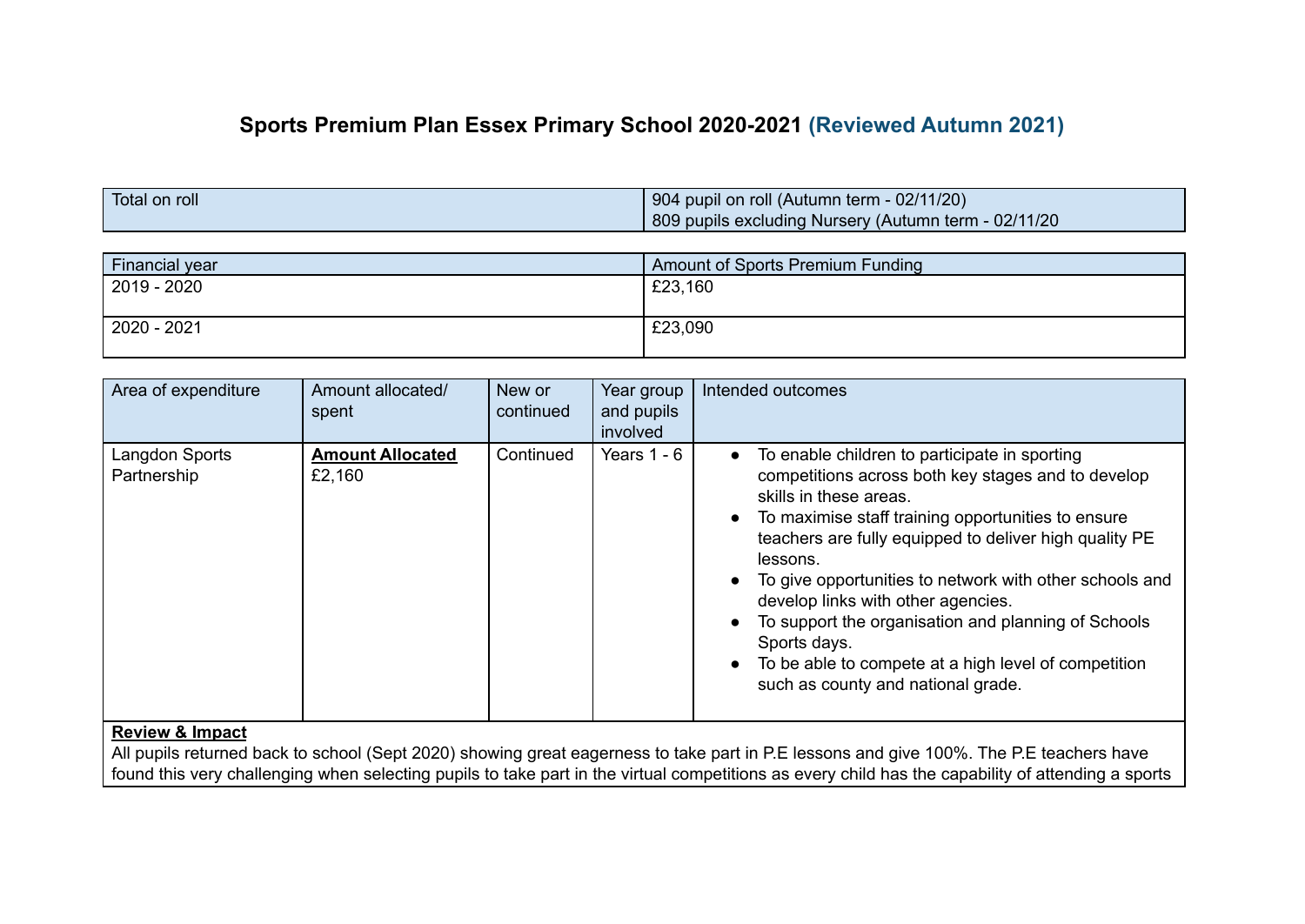# Sports Premium Plan Essex Primary School 2020-2021 (Reviewed Autumn 2021)

| Total on roll | 904 pupil on roll (Autumn term - 02/11/20)<br>809 pupils excluding Nursery (Autumn term - 02/11/20 |
|---|---|

| Financial year | Amount of Sports Premium Funding |
|---|---|
| 2019 - 2020 | £23,160 |
| 2020 - 2021 | £23,090 |

| Area of expenditure | Amount allocated/ spent | New or continued | Year group and pupils involved | Intended outcomes |
|---|---|---|---|---|
| Langdon Sports Partnership | **Amount Allocated**<br>£2,160 | Continued | Years 1 - 6 | • To enable children to participate in sporting competitions across both key stages and to develop skills in these areas.<br>• To maximise staff training opportunities to ensure teachers are fully equipped to deliver high quality PE lessons.<br>• To give opportunities to network with other schools and develop links with other agencies.<br>• To support the organisation and planning of Schools Sports days.<br>• To be able to compete at a high level of competition such as county and national grade. |

**Review & Impact**

All pupils returned back to school (Sept 2020) showing great eagerness to take part in P.E lessons and give 100%. The P.E teachers have found this very challenging when selecting pupils to take part in the virtual competitions as every child has the capability of attending a sports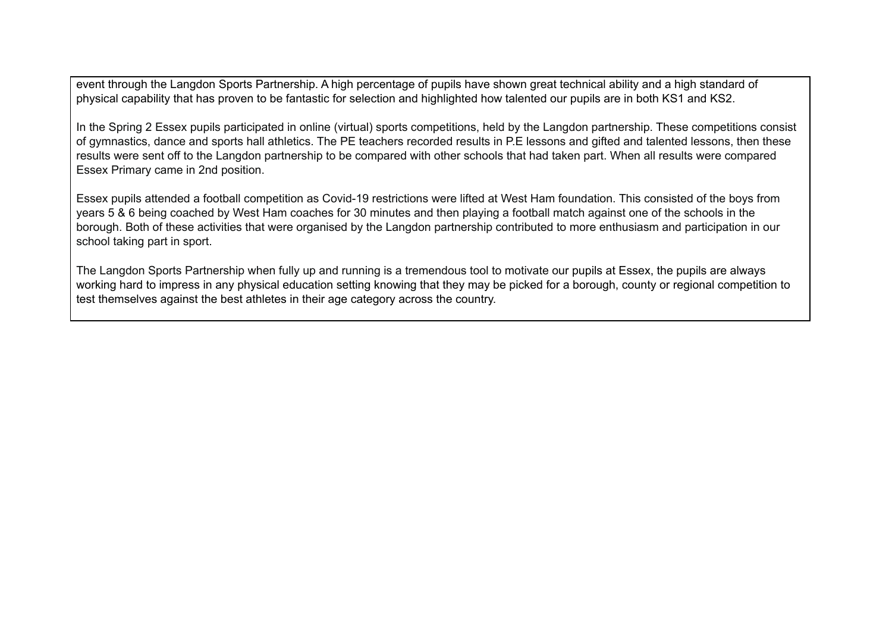event through the Langdon Sports Partnership. A high percentage of pupils have shown great technical ability and a high standard of physical capability that has proven to be fantastic for selection and highlighted how talented our pupils are in both KS1 and KS2.

In the Spring 2 Essex pupils participated in online (virtual) sports competitions, held by the Langdon partnership. These competitions consist of gymnastics, dance and sports hall athletics. The PE teachers recorded results in P.E lessons and gifted and talented lessons, then these results were sent off to the Langdon partnership to be compared with other schools that had taken part. When all results were compared Essex Primary came in 2nd position.

Essex pupils attended a football competition as Covid-19 restrictions were lifted at West Ham foundation. This consisted of the boys from years 5 & 6 being coached by West Ham coaches for 30 minutes and then playing a football match against one of the schools in the borough. Both of these activities that were organised by the Langdon partnership contributed to more enthusiasm and participation in our school taking part in sport.

The Langdon Sports Partnership when fully up and running is a tremendous tool to motivate our pupils at Essex, the pupils are always working hard to impress in any physical education setting knowing that they may be picked for a borough, county or regional competition to test themselves against the best athletes in their age category across the country.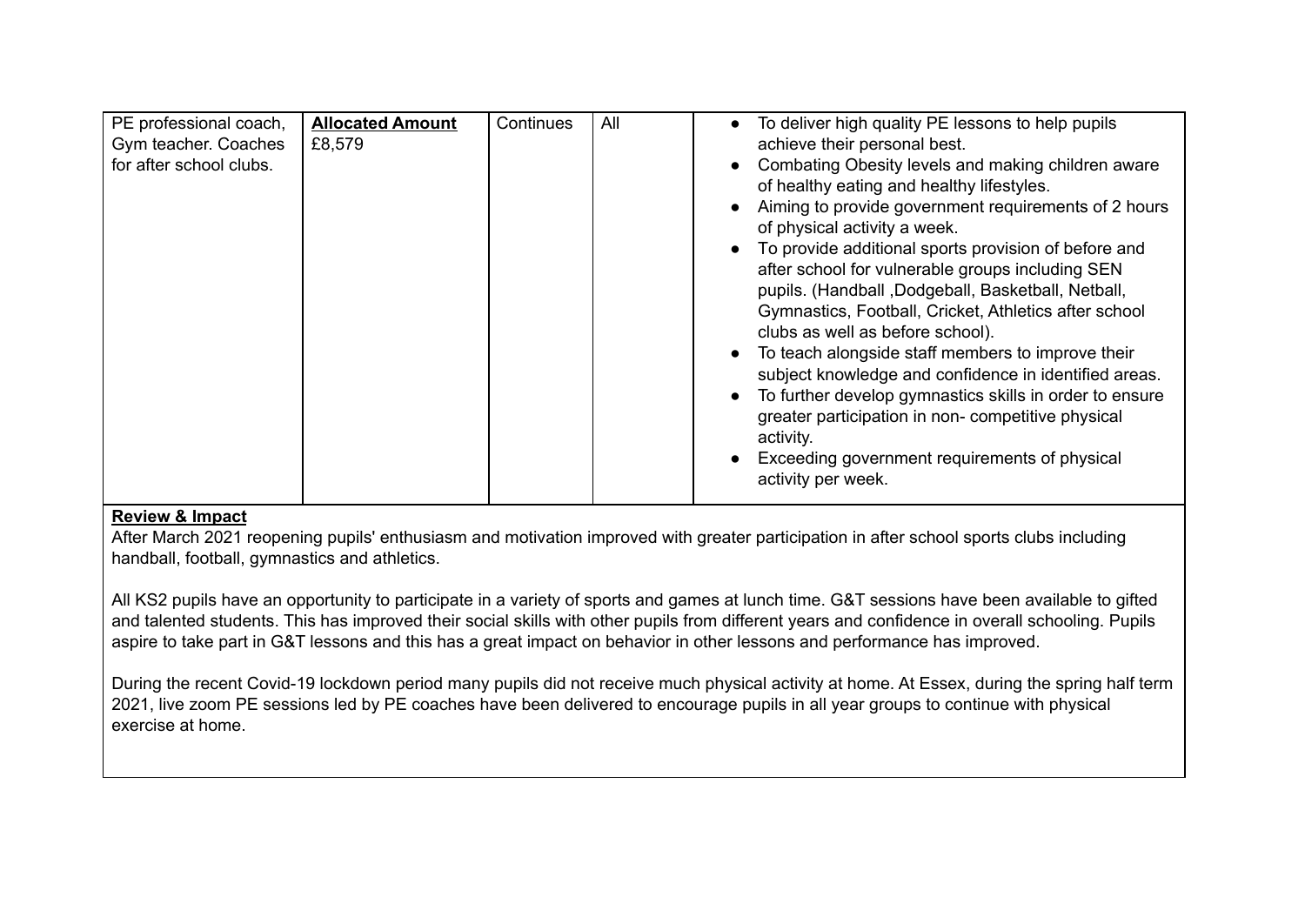| PE professional coach, Gym teacher. Coaches for after school clubs. | **Allocated Amount** £8,579 | Continues | All | <ul><li>To deliver high quality PE lessons to help pupils achieve their personal best.</li><li>Combating Obesity levels and making children aware of healthy eating and healthy lifestyles.</li><li>Aiming to provide government requirements of 2 hours of physical activity a week.</li><li>To provide additional sports provision of before and after school for vulnerable groups including SEN pupils. (Handball ,Dodgeball, Basketball, Netball, Gymnastics, Football, Cricket, Athletics after school clubs as well as before school).</li><li>To teach alongside staff members to improve their subject knowledge and confidence in identified areas.</li><li>To further develop gymnastics skills in order to ensure greater participation in non- competitive physical activity.</li><li>Exceeding government requirements of physical activity per week.</li></ul> |
|---|---|---|---|---|

**Review & Impact**

After March 2021 reopening pupils' enthusiasm and motivation improved with greater participation in after school sports clubs including handball, football, gymnastics and athletics.

All KS2 pupils have an opportunity to participate in a variety of sports and games at lunch time. G&T sessions have been available to gifted and talented students. This has improved their social skills with other pupils from different years and confidence in overall schooling. Pupils aspire to take part in G&T lessons and this has a great impact on behavior in other lessons and performance has improved.

During the recent Covid-19 lockdown period many pupils did not receive much physical activity at home. At Essex, during the spring half term 2021, live zoom PE sessions led by PE coaches have been delivered to encourage pupils in all year groups to continue with physical exercise at home.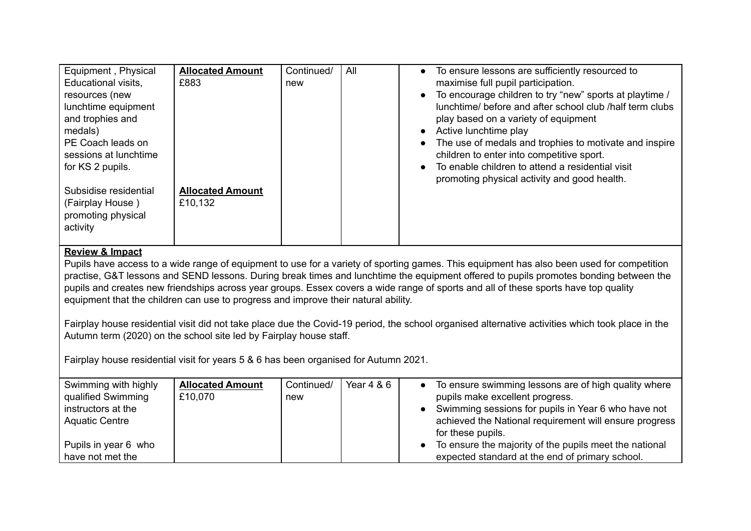| | | | | |
|---|---|---|---|---|
| Equipment , Physical Educational visits, resources (new lunchtime equipment and trophies and medals)<br>PE Coach leads on sessions at lunchtime for KS 2 pupils.<br><br>Subsidise residential (Fairplay House ) promoting physical activity | **Allocated Amount**<br>£883<br><br><br><br><br><br><br>**Allocated Amount**<br>£10,132 | Continued/ new | All | • To ensure lessons are sufficiently resourced to maximise full pupil participation.<br>• To encourage children to try "new" sports at playtime / lunchtime/ before and after school club /half term clubs play based on a variety of equipment<br>• Active lunchtime play<br>• The use of medals and trophies to motivate and inspire children to enter into competitive sport.<br>• To enable children to attend a residential visit promoting physical activity and good health. |

**Review & Impact**

Pupils have access to a wide range of equipment to use for a variety of sporting games. This equipment has also been used for competition practise, G&T lessons and SEND lessons. During break times and lunchtime the equipment offered to pupils promotes bonding between the pupils and creates new friendships across year groups. Essex covers a wide range of sports and all of these sports have top quality equipment that the children can use to progress and improve their natural ability.

Fairplay house residential visit did not take place due the Covid-19 period, the school organised alternative activities which took place in the Autumn term (2020) on the school site led by Fairplay house staff.

Fairplay house residential visit for years 5 & 6 has been organised for Autumn 2021.

| | | | | |
|---|---|---|---|---|
| Swimming with highly qualified Swimming instructors at the Aquatic Centre<br><br>Pupils in year 6 who have not met the | **Allocated Amount**<br>£10,070 | Continued/ new | Year 4 & 6 | • To ensure swimming lessons are of high quality where pupils make excellent progress.<br>• Swimming sessions for pupils in Year 6 who have not achieved the National requirement will ensure progress for these pupils.<br>• To ensure the majority of the pupils meet the national expected standard at the end of primary school. |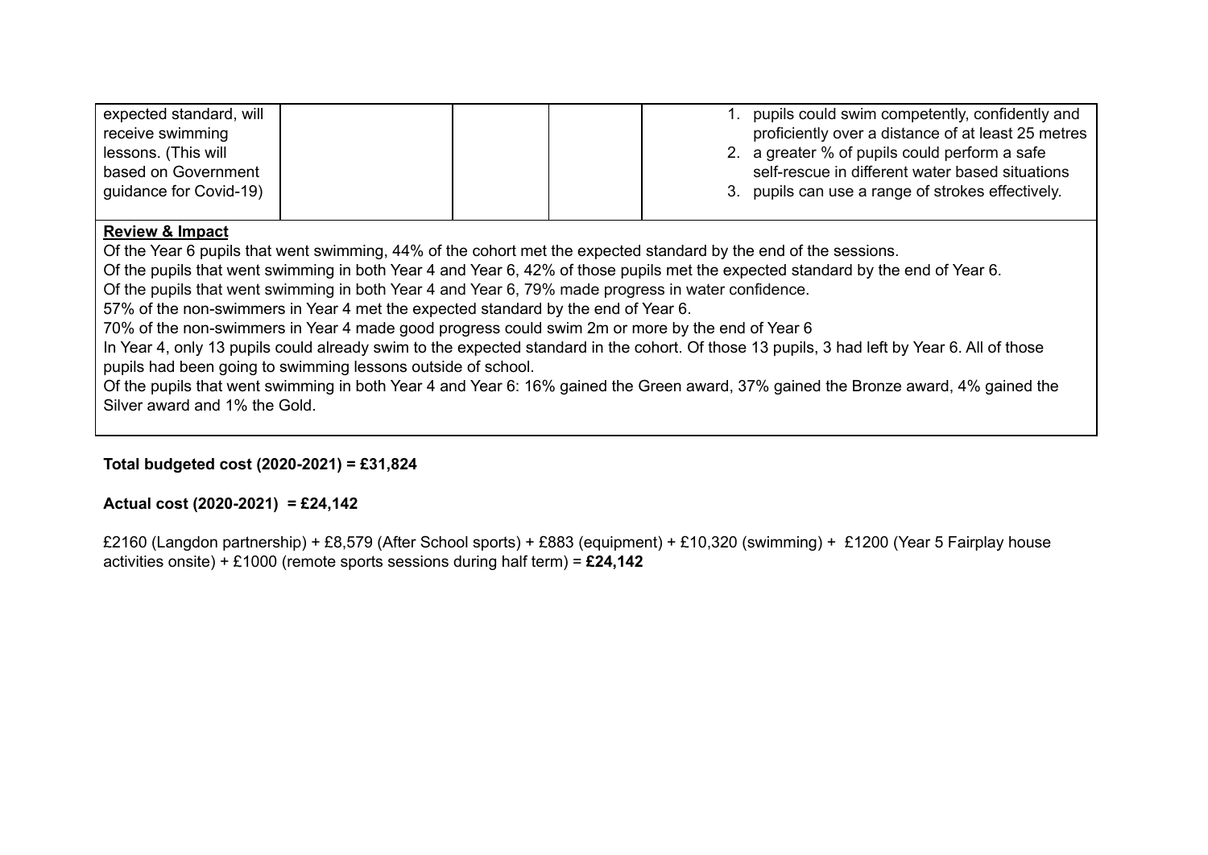| | | | | |
|---|---|---|---|---|
| expected standard, will receive swimming lessons. (This will based on Government guidance for Covid-19) | | | | 1. pupils could swim competently, confidently and proficiently over a distance of at least 25 metres<br>2. a greater % of pupils could perform a safe self-rescue in different water based situations<br>3. pupils can use a range of strokes effectively. |

**Review & Impact**

Of the Year 6 pupils that went swimming, 44% of the cohort met the expected standard by the end of the sessions.
Of the pupils that went swimming in both Year 4 and Year 6, 42% of those pupils met the expected standard by the end of Year 6.
Of the pupils that went swimming in both Year 4 and Year 6, 79% made progress in water confidence.
57% of the non-swimmers in Year 4 met the expected standard by the end of Year 6.
70% of the non-swimmers in Year 4 made good progress could swim 2m or more by the end of Year 6
In Year 4, only 13 pupils could already swim to the expected standard in the cohort. Of those 13 pupils, 3 had left by Year 6. All of those pupils had been going to swimming lessons outside of school.
Of the pupils that went swimming in both Year 4 and Year 6: 16% gained the Green award, 37% gained the Bronze award, 4% gained the Silver award and 1% the Gold.

**Total budgeted cost (2020-2021) = £31,824**

**Actual cost (2020-2021) = £24,142**

£2160 (Langdon partnership) + £8,579 (After School sports) + £883 (equipment) + £10,320 (swimming) + £1200 (Year 5 Fairplay house activities onsite) + £1000 (remote sports sessions during half term) = **£24,142**